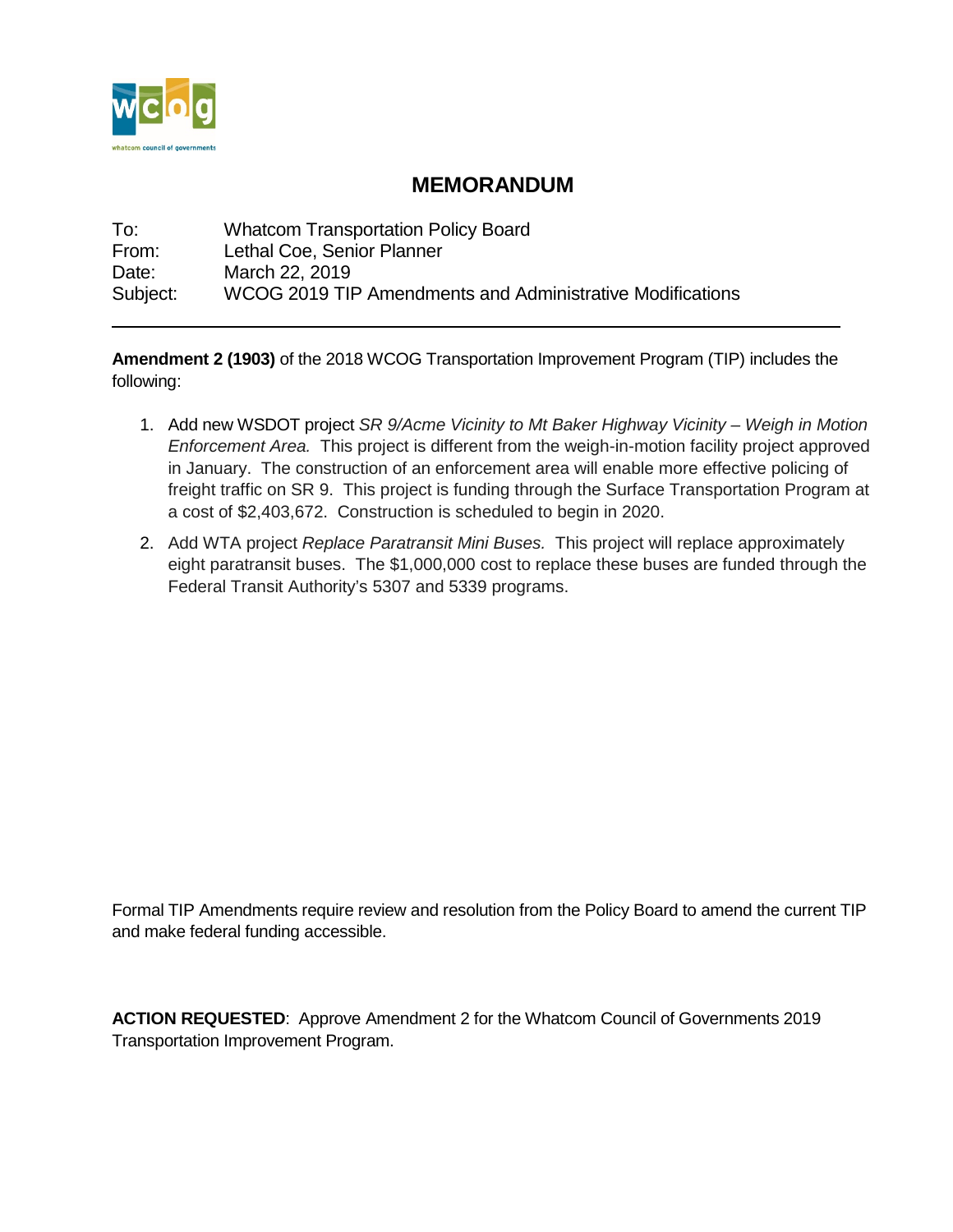# MEMORANDUM

To: Whatcom Transportation Policy Board
From: Lethal Coe, Senior Planner
Date: March 22, 2019
Subject: WCOG 2019 TIP Amendments and Administrative Modifications

---

**Amendment 2 (1903)** of the 2018 WCOG Transportation Improvement Program (TIP) includes the following:

1. Add new WSDOT project *SR 9/Acme Vicinity to Mt Baker Highway Vicinity – Weigh in Motion Enforcement Area.* This project is different from the weigh-in-motion facility project approved in January. The construction of an enforcement area will enable more effective policing of freight traffic on SR 9. This project is funding through the Surface Transportation Program at a cost of $2,403,672. Construction is scheduled to begin in 2020.
2. Add WTA project *Replace Paratransit Mini Buses.* This project will replace approximately eight paratransit buses. The $1,000,000 cost to replace these buses are funded through the Federal Transit Authority's 5307 and 5339 programs.

Formal TIP Amendments require review and resolution from the Policy Board to amend the current TIP and make federal funding accessible.

**ACTION REQUESTED**: Approve Amendment 2 for the Whatcom Council of Governments 2019 Transportation Improvement Program.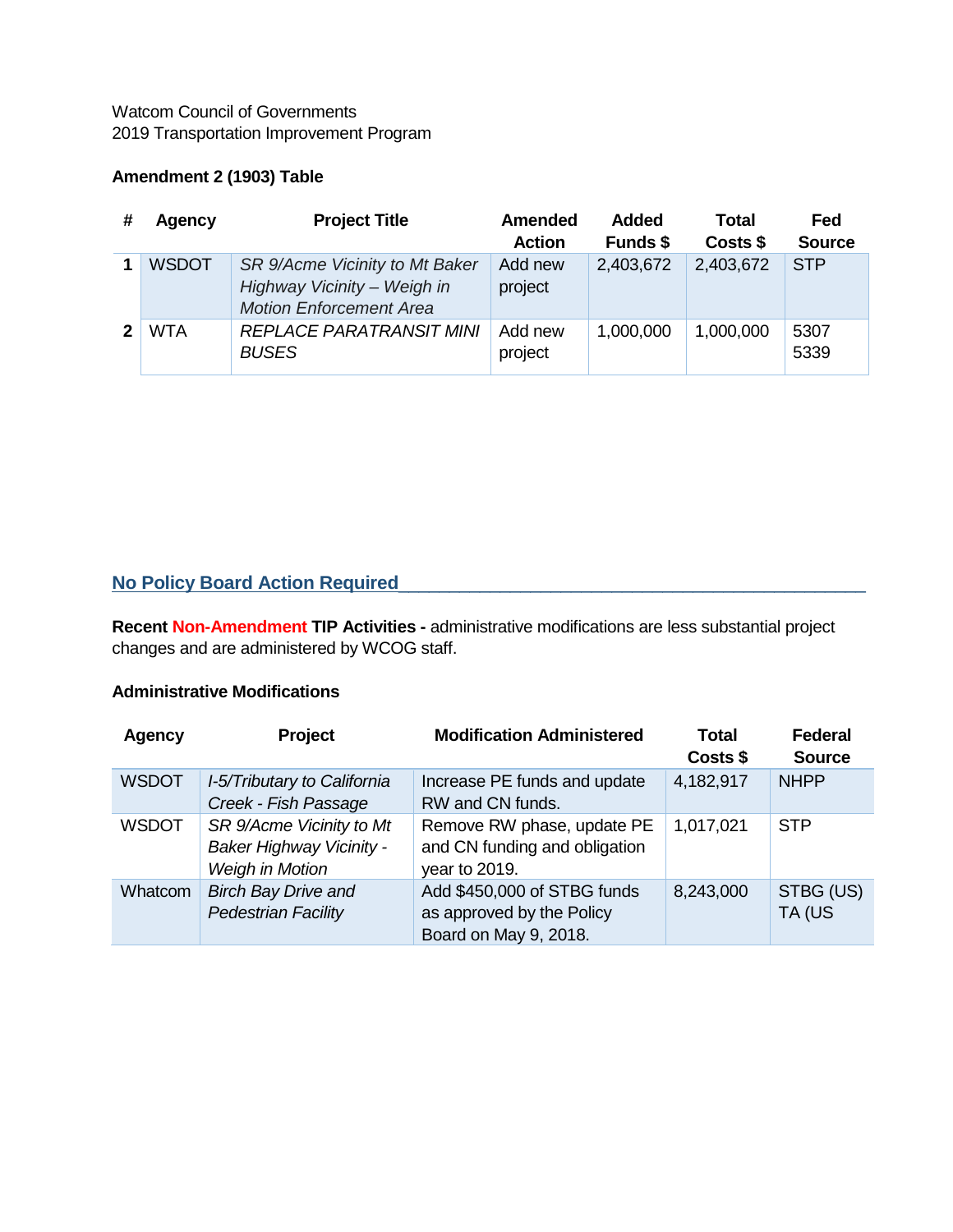Watcom Council of Governments
2019 Transportation Improvement Program

**Amendment 2 (1903) Table**

| # | Agency | Project Title | Amended Action | Added Funds $ | Total Costs $ | Fed Source |
|---|---|---|---|---|---|---|
| 1 | WSDOT | *SR 9/Acme Vicinity to Mt Baker Highway Vicinity – Weigh in Motion Enforcement Area* | Add new project | 2,403,672 | 2,403,672 | STP |
| 2 | WTA | *REPLACE PARATRANSIT MINI BUSES* | Add new project | 1,000,000 | 1,000,000 | 5307 5339 |

## No Policy Board Action Required

**Recent Non-Amendment TIP Activities -** administrative modifications are less substantial project changes and are administered by WCOG staff.

**Administrative Modifications**

| Agency | Project | Modification Administered | Total Costs $ | Federal Source |
|---|---|---|---|---|
| WSDOT | *I-5/Tributary to California Creek - Fish Passage* | Increase PE funds and update RW and CN funds. | 4,182,917 | NHPP |
| WSDOT | *SR 9/Acme Vicinity to Mt Baker Highway Vicinity - Weigh in Motion* | Remove RW phase, update PE and CN funding and obligation year to 2019. | 1,017,021 | STP |
| Whatcom | *Birch Bay Drive and Pedestrian Facility* | Add $450,000 of STBG funds as approved by the Policy Board on May 9, 2018. | 8,243,000 | STBG (US) TA (US |